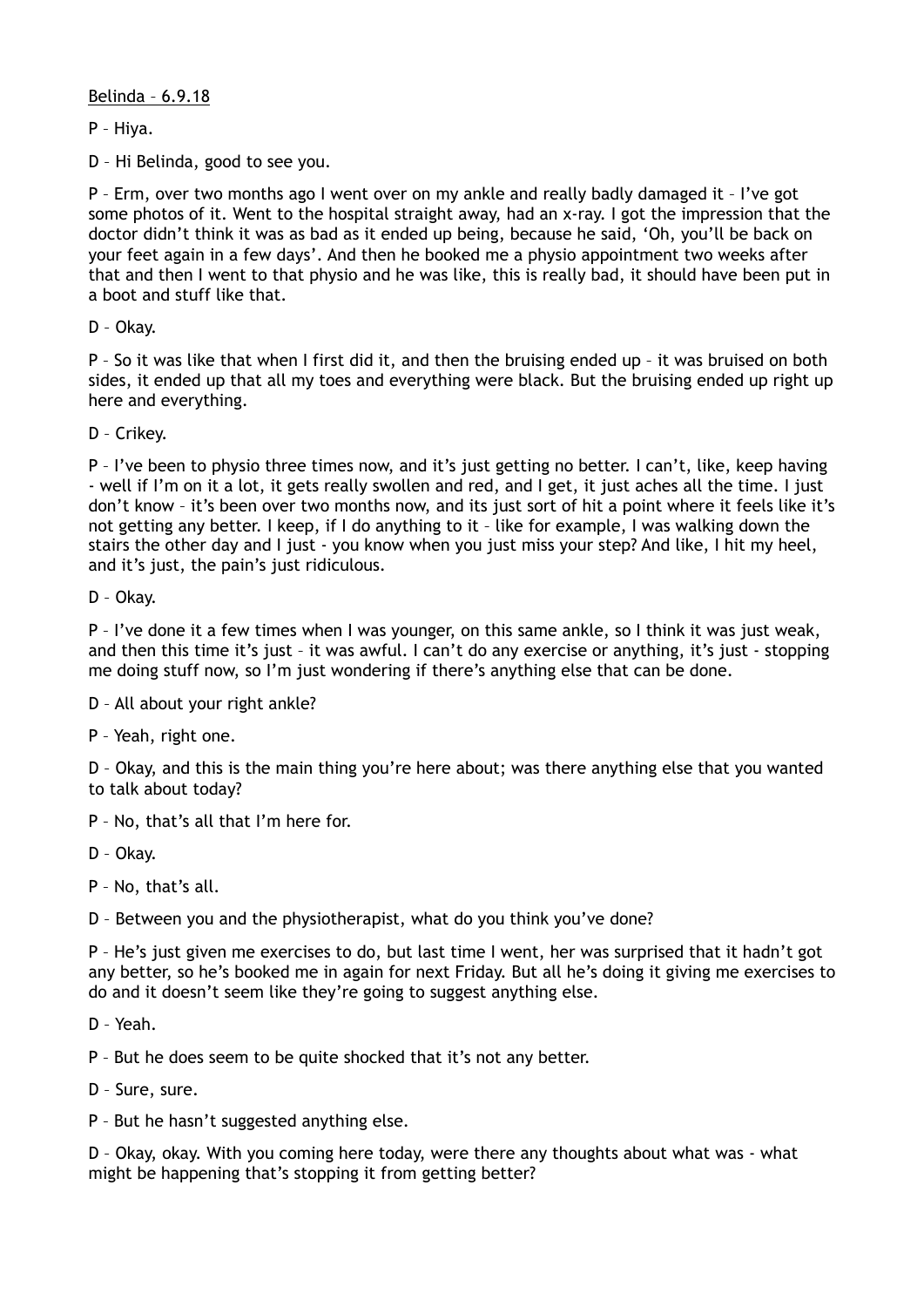<u>Belinda – 6.9.18</u>

P – Hiya.

D – Hi Belinda, good to see you.

P – Erm, over two months ago I went over on my ankle and really badly damaged it – I've got some photos of it. Went to the hospital straight away, had an x-ray. I got the impression that the doctor didn't think it was as bad as it ended up being, because he said, 'Oh, you'll be back on your feet again in a few days'. And then he booked me a physio appointment two weeks after that and then I went to that physio and he was like, this is really bad, it should have been put in a boot and stuff like that.

D – Okay.

P – So it was like that when I first did it, and then the bruising ended up – it was bruised on both sides, it ended up that all my toes and everything were black. But the bruising ended up right up here and everything.

D – Crikey.

P – I've been to physio three times now, and it's just getting no better. I can't, like, keep having - well if I'm on it a lot, it gets really swollen and red, and I get, it just aches all the time. I just don't know – it's been over two months now, and its just sort of hit a point where it feels like it's not getting any better. I keep, if I do anything to it – like for example, I was walking down the stairs the other day and I just - you know when you just miss your step? And like, I hit my heel, and it's just, the pain's just ridiculous.

D – Okay.

P – I've done it a few times when I was younger, on this same ankle, so I think it was just weak, and then this time it's just – it was awful. I can't do any exercise or anything, it's just - stopping me doing stuff now, so I'm just wondering if there's anything else that can be done.

D – All about your right ankle?

P – Yeah, right one.

D – Okay, and this is the main thing you're here about; was there anything else that you wanted to talk about today?

P – No, that's all that I'm here for.

D – Okay.

P – No, that's all.

D – Between you and the physiotherapist, what do you think you've done?

P – He's just given me exercises to do, but last time I went, her was surprised that it hadn't got any better, so he's booked me in again for next Friday. But all he's doing it giving me exercises to do and it doesn't seem like they're going to suggest anything else.

D – Yeah.

P – But he does seem to be quite shocked that it's not any better.

D – Sure, sure.

P – But he hasn't suggested anything else.

D – Okay, okay. With you coming here today, were there any thoughts about what was - what might be happening that's stopping it from getting better?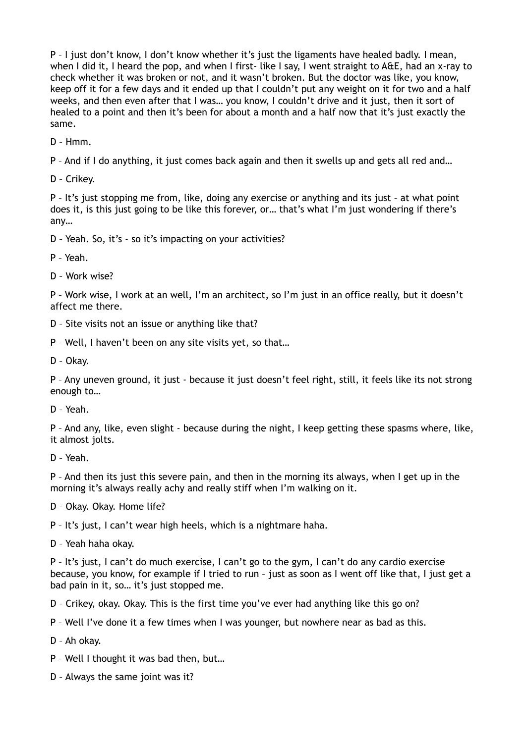P – I just don't know, I don't know whether it's just the ligaments have healed badly. I mean, when I did it, I heard the pop, and when I first- like I say, I went straight to A&E, had an x-ray to check whether it was broken or not, and it wasn't broken. But the doctor was like, you know, keep off it for a few days and it ended up that I couldn't put any weight on it for two and a half weeks, and then even after that I was… you know, I couldn't drive and it just, then it sort of healed to a point and then it's been for about a month and a half now that it's just exactly the same.

D – Hmm.

P – And if I do anything, it just comes back again and then it swells up and gets all red and…

D – Crikey.

P – It's just stopping me from, like, doing any exercise or anything and its just – at what point does it, is this just going to be like this forever, or… that's what I'm just wondering if there's any…

D – Yeah. So, it's - so it's impacting on your activities?

P – Yeah.

D – Work wise?

P – Work wise, I work at an well, I'm an architect, so I'm just in an office really, but it doesn't affect me there.

D – Site visits not an issue or anything like that?

P – Well, I haven't been on any site visits yet, so that…

D – Okay.

P – Any uneven ground, it just - because it just doesn't feel right, still, it feels like its not strong enough to…

D – Yeah.

P – And any, like, even slight - because during the night, I keep getting these spasms where, like, it almost jolts.

D – Yeah.

P – And then its just this severe pain, and then in the morning its always, when I get up in the morning it's always really achy and really stiff when I'm walking on it.

D – Okay. Okay. Home life?

P – It's just, I can't wear high heels, which is a nightmare haha.

D – Yeah haha okay.

P – It's just, I can't do much exercise, I can't go to the gym, I can't do any cardio exercise because, you know, for example if I tried to run – just as soon as I went off like that, I just get a bad pain in it, so… it's just stopped me.

D – Crikey, okay. Okay. This is the first time you've ever had anything like this go on?

P – Well I've done it a few times when I was younger, but nowhere near as bad as this.

D – Ah okay.

P – Well I thought it was bad then, but…

D – Always the same joint was it?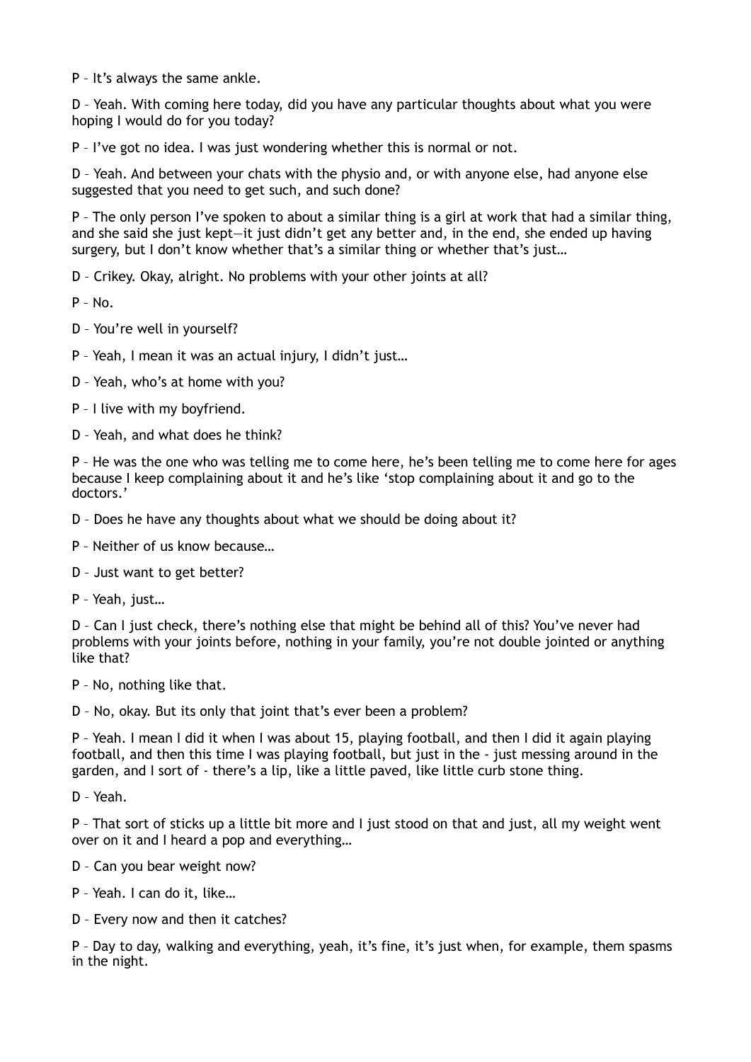P – It’s always the same ankle.

D – Yeah. With coming here today, did you have any particular thoughts about what you were hoping I would do for you today?

P – I’ve got no idea. I was just wondering whether this is normal or not.

D – Yeah. And between your chats with the physio and, or with anyone else, had anyone else suggested that you need to get such, and such done?

P – The only person I’ve spoken to about a similar thing is a girl at work that had a similar thing, and she said she just kept—it just didn’t get any better and, in the end, she ended up having surgery, but I don’t know whether that’s a similar thing or whether that’s just…

D – Crikey. Okay, alright. No problems with your other joints at all?

P – No.

D – You’re well in yourself?

P – Yeah, I mean it was an actual injury, I didn’t just…

D – Yeah, who’s at home with you?

P – I live with my boyfriend.

D – Yeah, and what does he think?

P – He was the one who was telling me to come here, he’s been telling me to come here for ages because I keep complaining about it and he’s like ‘stop complaining about it and go to the doctors.’

D – Does he have any thoughts about what we should be doing about it?

P – Neither of us know because…

D – Just want to get better?

P – Yeah, just…

D – Can I just check, there’s nothing else that might be behind all of this? You’ve never had problems with your joints before, nothing in your family, you’re not double jointed or anything like that?

P – No, nothing like that.

D – No, okay. But its only that joint that’s ever been a problem?

P – Yeah. I mean I did it when I was about 15, playing football, and then I did it again playing football, and then this time I was playing football, but just in the - just messing around in the garden, and I sort of - there’s a lip, like a little paved, like little curb stone thing.

D – Yeah.

P – That sort of sticks up a little bit more and I just stood on that and just, all my weight went over on it and I heard a pop and everything…

D – Can you bear weight now?

P – Yeah. I can do it, like…

D – Every now and then it catches?

P – Day to day, walking and everything, yeah, it’s fine, it’s just when, for example, them spasms in the night.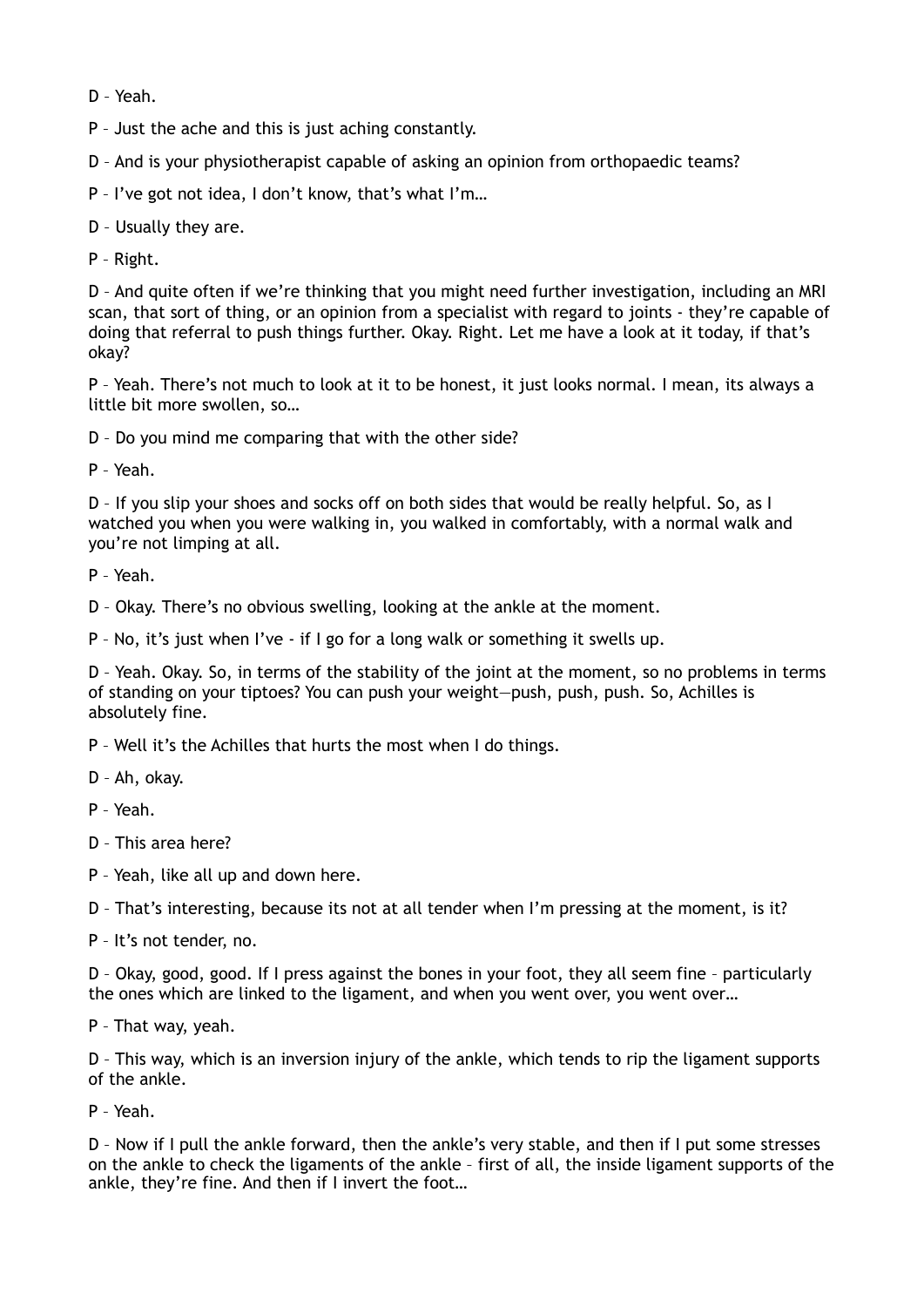D – Yeah.

P – Just the ache and this is just aching constantly.

D – And is your physiotherapist capable of asking an opinion from orthopaedic teams?

P – I've got not idea, I don't know, that's what I'm…

D – Usually they are.

P – Right.

D – And quite often if we're thinking that you might need further investigation, including an MRI scan, that sort of thing, or an opinion from a specialist with regard to joints - they're capable of doing that referral to push things further. Okay. Right. Let me have a look at it today, if that's okay?

P – Yeah. There's not much to look at it to be honest, it just looks normal. I mean, its always a little bit more swollen, so…

D – Do you mind me comparing that with the other side?

P – Yeah.

D – If you slip your shoes and socks off on both sides that would be really helpful. So, as I watched you when you were walking in, you walked in comfortably, with a normal walk and you're not limping at all.

P – Yeah.

D – Okay. There's no obvious swelling, looking at the ankle at the moment.

P – No, it's just when I've - if I go for a long walk or something it swells up.

D – Yeah. Okay. So, in terms of the stability of the joint at the moment, so no problems in terms of standing on your tiptoes? You can push your weight—push, push, push. So, Achilles is absolutely fine.

P – Well it's the Achilles that hurts the most when I do things.

D – Ah, okay.

P – Yeah.

D – This area here?

P – Yeah, like all up and down here.

D – That's interesting, because its not at all tender when I'm pressing at the moment, is it?

P – It's not tender, no.

D – Okay, good, good. If I press against the bones in your foot, they all seem fine – particularly the ones which are linked to the ligament, and when you went over, you went over…

P – That way, yeah.

D – This way, which is an inversion injury of the ankle, which tends to rip the ligament supports of the ankle.

P – Yeah.

D – Now if I pull the ankle forward, then the ankle's very stable, and then if I put some stresses on the ankle to check the ligaments of the ankle – first of all, the inside ligament supports of the ankle, they're fine. And then if I invert the foot…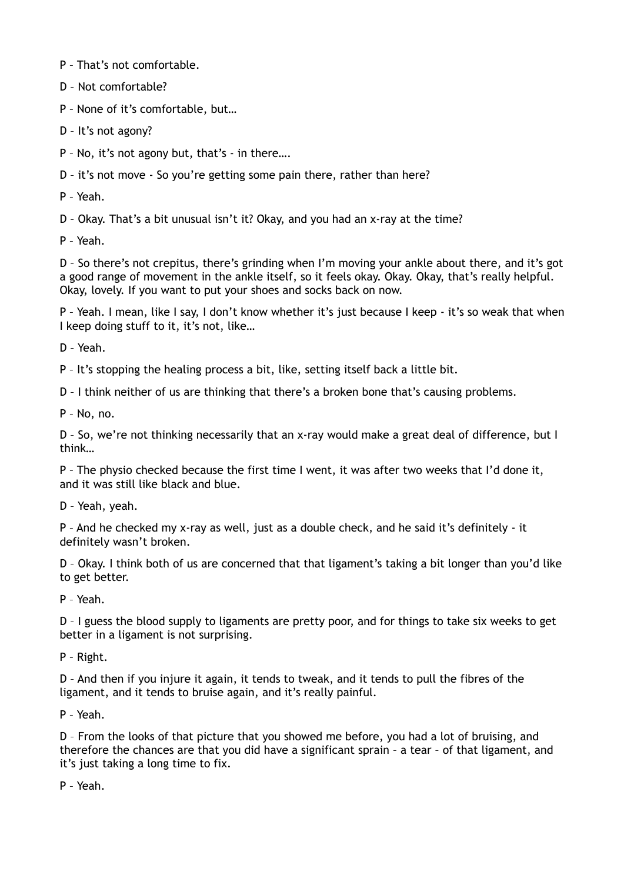P – That's not comfortable.

D – Not comfortable?

P – None of it's comfortable, but…

D – It's not agony?

P – No, it's not agony but, that's - in there….

D – it's not move - So you're getting some pain there, rather than here?

P – Yeah.

D – Okay. That's a bit unusual isn't it? Okay, and you had an x-ray at the time?

P – Yeah.

D – So there's not crepitus, there's grinding when I'm moving your ankle about there, and it's got a good range of movement in the ankle itself, so it feels okay. Okay. Okay, that's really helpful. Okay, lovely. If you want to put your shoes and socks back on now.

P – Yeah. I mean, like I say, I don't know whether it's just because I keep - it's so weak that when I keep doing stuff to it, it's not, like…

D – Yeah.

P – It's stopping the healing process a bit, like, setting itself back a little bit.

D – I think neither of us are thinking that there's a broken bone that's causing problems.

P – No, no.

D – So, we're not thinking necessarily that an x-ray would make a great deal of difference, but I think…

P – The physio checked because the first time I went, it was after two weeks that I'd done it, and it was still like black and blue.

D – Yeah, yeah.

P – And he checked my x-ray as well, just as a double check, and he said it's definitely - it definitely wasn't broken.

D – Okay. I think both of us are concerned that that ligament's taking a bit longer than you'd like to get better.

P – Yeah.

D – I guess the blood supply to ligaments are pretty poor, and for things to take six weeks to get better in a ligament is not surprising.

P – Right.

D – And then if you injure it again, it tends to tweak, and it tends to pull the fibres of the ligament, and it tends to bruise again, and it's really painful.

P – Yeah.

D – From the looks of that picture that you showed me before, you had a lot of bruising, and therefore the chances are that you did have a significant sprain – a tear – of that ligament, and it's just taking a long time to fix.

P – Yeah.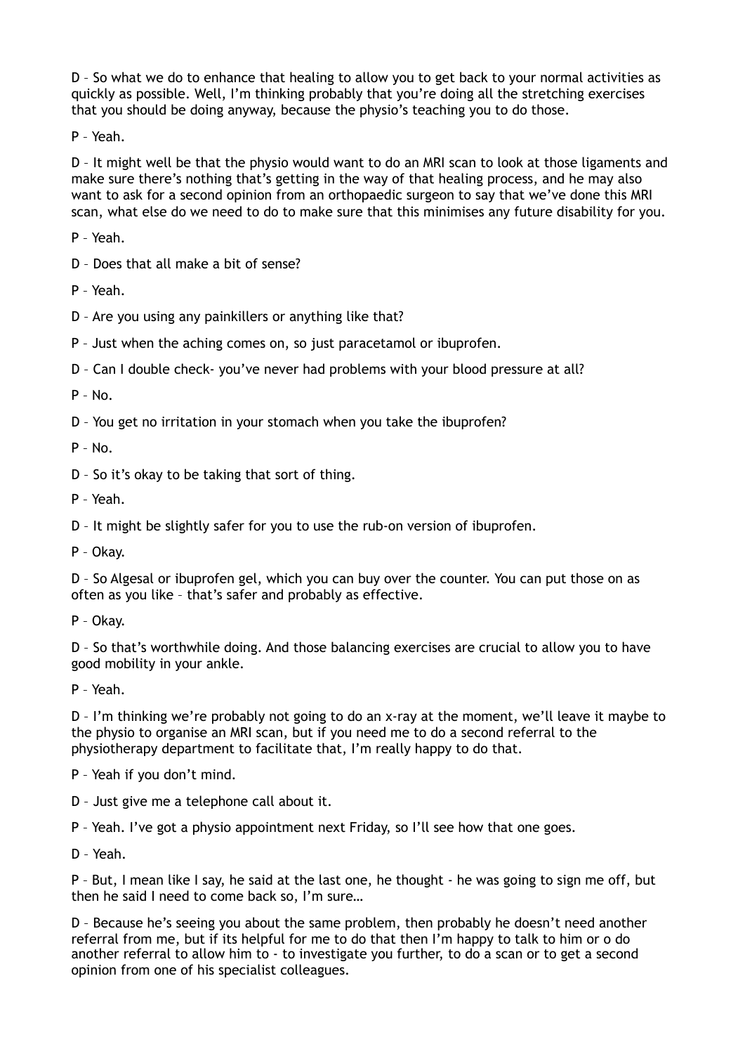D – So what we do to enhance that healing to allow you to get back to your normal activities as quickly as possible. Well, I'm thinking probably that you're doing all the stretching exercises that you should be doing anyway, because the physio's teaching you to do those.

P – Yeah.

D – It might well be that the physio would want to do an MRI scan to look at those ligaments and make sure there's nothing that's getting in the way of that healing process, and he may also want to ask for a second opinion from an orthopaedic surgeon to say that we've done this MRI scan, what else do we need to do to make sure that this minimises any future disability for you.

P – Yeah.

D – Does that all make a bit of sense?

P – Yeah.

D – Are you using any painkillers or anything like that?

P – Just when the aching comes on, so just paracetamol or ibuprofen.

D – Can I double check- you've never had problems with your blood pressure at all?

P – No.

D – You get no irritation in your stomach when you take the ibuprofen?

P – No.

D – So it's okay to be taking that sort of thing.

P – Yeah.

D – It might be slightly safer for you to use the rub-on version of ibuprofen.

P – Okay.

D – So Algesal or ibuprofen gel, which you can buy over the counter. You can put those on as often as you like – that's safer and probably as effective.

P – Okay.

D – So that's worthwhile doing. And those balancing exercises are crucial to allow you to have good mobility in your ankle.

P – Yeah.

D – I'm thinking we're probably not going to do an x-ray at the moment, we'll leave it maybe to the physio to organise an MRI scan, but if you need me to do a second referral to the physiotherapy department to facilitate that, I'm really happy to do that.

P – Yeah if you don't mind.

D – Just give me a telephone call about it.

P – Yeah. I've got a physio appointment next Friday, so I'll see how that one goes.

D – Yeah.

P – But, I mean like I say, he said at the last one, he thought - he was going to sign me off, but then he said I need to come back so, I'm sure…

D – Because he's seeing you about the same problem, then probably he doesn't need another referral from me, but if its helpful for me to do that then I'm happy to talk to him or o do another referral to allow him to - to investigate you further, to do a scan or to get a second opinion from one of his specialist colleagues.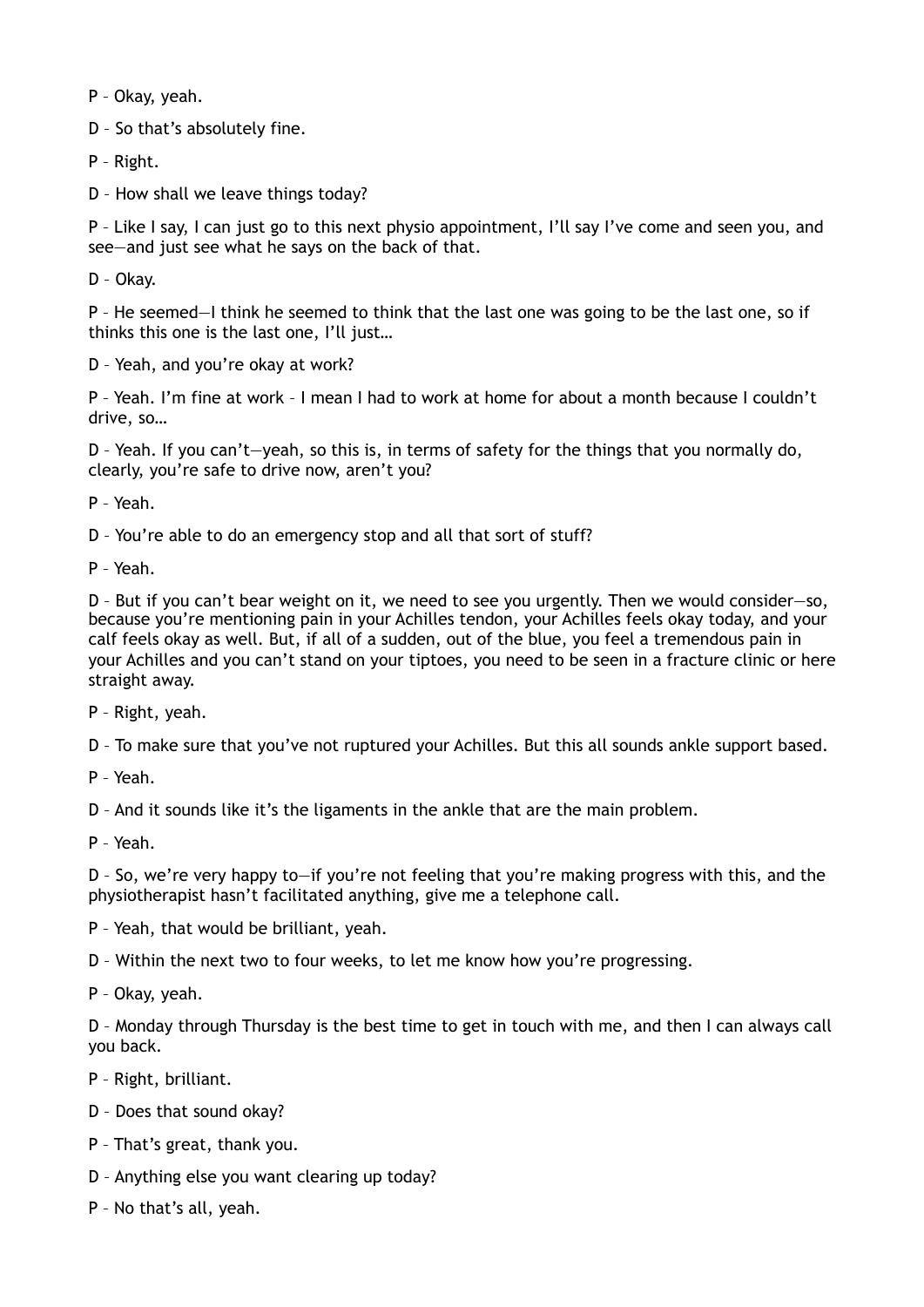P – Okay, yeah.

D – So that's absolutely fine.

P – Right.

D – How shall we leave things today?

P – Like I say, I can just go to this next physio appointment, I'll say I've come and seen you, and see—and just see what he says on the back of that.

D – Okay.

P – He seemed—I think he seemed to think that the last one was going to be the last one, so if thinks this one is the last one, I'll just…

D – Yeah, and you're okay at work?

P – Yeah. I'm fine at work – I mean I had to work at home for about a month because I couldn't drive, so…

D – Yeah. If you can't—yeah, so this is, in terms of safety for the things that you normally do, clearly, you're safe to drive now, aren't you?

P – Yeah.

D – You're able to do an emergency stop and all that sort of stuff?

P – Yeah.

D – But if you can't bear weight on it, we need to see you urgently. Then we would consider—so, because you're mentioning pain in your Achilles tendon, your Achilles feels okay today, and your calf feels okay as well. But, if all of a sudden, out of the blue, you feel a tremendous pain in your Achilles and you can't stand on your tiptoes, you need to be seen in a fracture clinic or here straight away.

P – Right, yeah.

D – To make sure that you've not ruptured your Achilles. But this all sounds ankle support based.

P – Yeah.

D – And it sounds like it's the ligaments in the ankle that are the main problem.

P – Yeah.

D – So, we're very happy to—if you're not feeling that you're making progress with this, and the physiotherapist hasn't facilitated anything, give me a telephone call.

P – Yeah, that would be brilliant, yeah.

D – Within the next two to four weeks, to let me know how you're progressing.

P – Okay, yeah.

D – Monday through Thursday is the best time to get in touch with me, and then I can always call you back.

P – Right, brilliant.

D – Does that sound okay?

P – That's great, thank you.

D – Anything else you want clearing up today?

P – No that's all, yeah.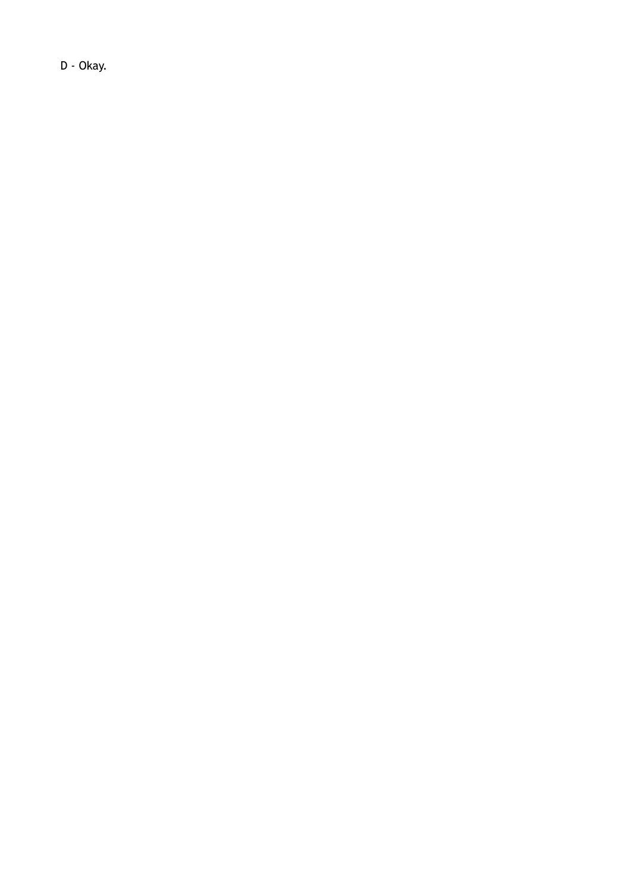D - Okay.